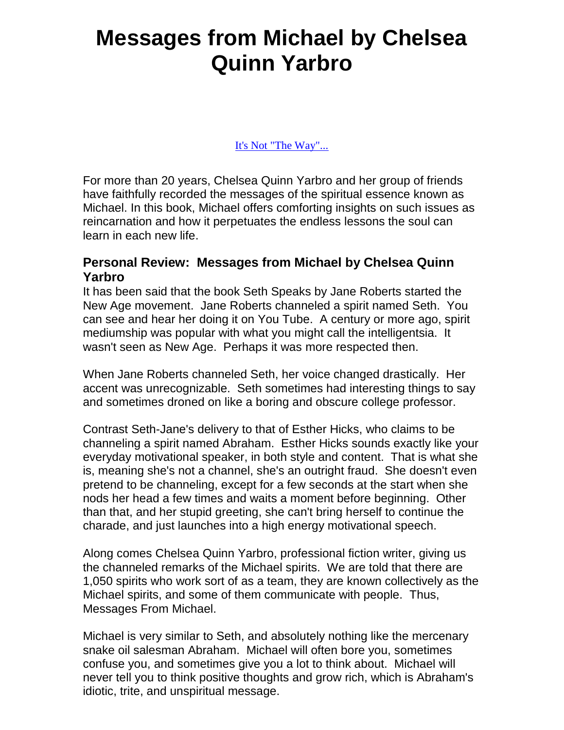# Messages from Michael by Chelsea Quinn Yarbro

[It's Not "The Way"...]()

For more than 20 years, Chelsea Quinn Yarbro and her group of friends have faithfully recorded the messages of the spiritual essence known as Michael. In this book, Michael offers comforting insights on such issues as reincarnation and how it perpetuates the endless lessons the soul can learn in each new life.

### Personal Review: Messages from Michael by Chelsea Quinn Yarbro

It has been said that the book Seth Speaks by Jane Roberts started the New Age movement. Jane Roberts channeled a spirit named Seth. You can see and hear her doing it on You Tube. A century or more ago, spirit mediumship was popular with what you might call the intelligentsia. It wasn't seen as New Age. Perhaps it was more respected then.

When Jane Roberts channeled Seth, her voice changed drastically. Her accent was unrecognizable. Seth sometimes had interesting things to say and sometimes droned on like a boring and obscure college professor.

Contrast Seth-Jane's delivery to that of Esther Hicks, who claims to be channeling a spirit named Abraham. Esther Hicks sounds exactly like your everyday motivational speaker, in both style and content. That is what she is, meaning she's not a channel, she's an outright fraud. She doesn't even pretend to be channeling, except for a few seconds at the start when she nods her head a few times and waits a moment before beginning. Other than that, and her stupid greeting, she can't bring herself to continue the charade, and just launches into a high energy motivational speech.

Along comes Chelsea Quinn Yarbro, professional fiction writer, giving us the channeled remarks of the Michael spirits. We are told that there are 1,050 spirits who work sort of as a team, they are known collectively as the Michael spirits, and some of them communicate with people. Thus, Messages From Michael.

Michael is very similar to Seth, and absolutely nothing like the mercenary snake oil salesman Abraham. Michael will often bore you, sometimes confuse you, and sometimes give you a lot to think about. Michael will never tell you to think positive thoughts and grow rich, which is Abraham's idiotic, trite, and unspiritual message.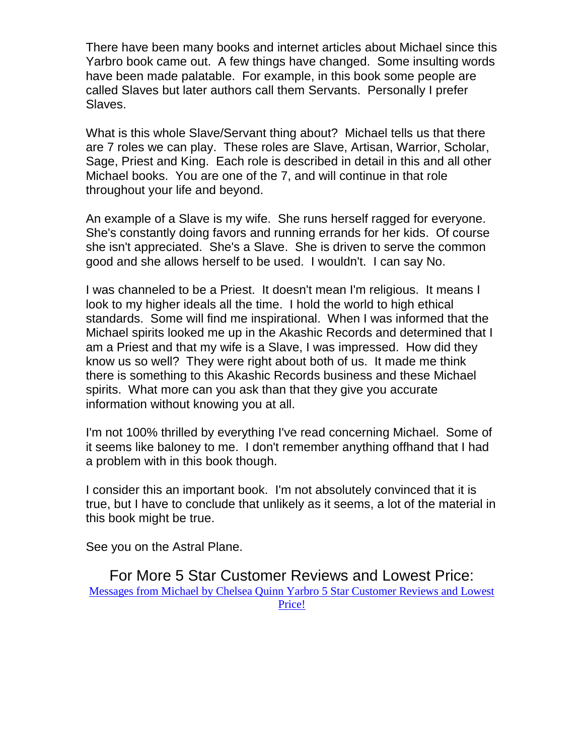There have been many books and internet articles about Michael since this Yarbro book came out. A few things have changed. Some insulting words have been made palatable. For example, in this book some people are called Slaves but later authors call them Servants. Personally I prefer Slaves.

What is this whole Slave/Servant thing about? Michael tells us that there are 7 roles we can play. These roles are Slave, Artisan, Warrior, Scholar, Sage, Priest and King. Each role is described in detail in this and all other Michael books. You are one of the 7, and will continue in that role throughout your life and beyond.

An example of a Slave is my wife. She runs herself ragged for everyone. She's constantly doing favors and running errands for her kids. Of course she isn't appreciated. She's a Slave. She is driven to serve the common good and she allows herself to be used. I wouldn't. I can say No.

I was channeled to be a Priest. It doesn't mean I'm religious. It means I look to my higher ideals all the time. I hold the world to high ethical standards. Some will find me inspirational. When I was informed that the Michael spirits looked me up in the Akashic Records and determined that I am a Priest and that my wife is a Slave, I was impressed. How did they know us so well? They were right about both of us. It made me think there is something to this Akashic Records business and these Michael spirits. What more can you ask than that they give you accurate information without knowing you at all.

I'm not 100% thrilled by everything I've read concerning Michael. Some of it seems like baloney to me. I don't remember anything offhand that I had a problem with in this book though.

I consider this an important book. I'm not absolutely convinced that it is true, but I have to conclude that unlikely as it seems, a lot of the material in this book might be true.

See you on the Astral Plane.

For More 5 Star Customer Reviews and Lowest Price:

[Messages from Michael by Chelsea Quinn Yarbro 5 Star Customer Reviews and Lowest Price!]